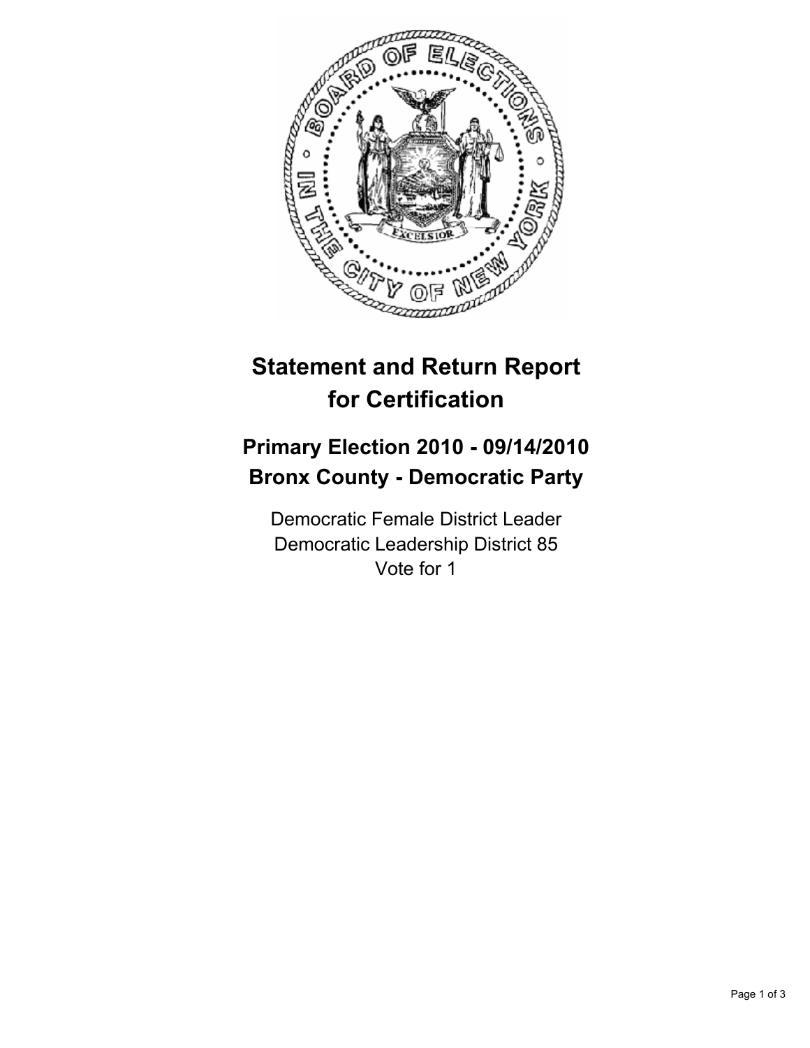# Statement and Return Report for Certification

## Primary Election 2010 - 09/14/2010
## Bronx County - Democratic Party

Democratic Female District Leader
Democratic Leadership District 85
Vote for 1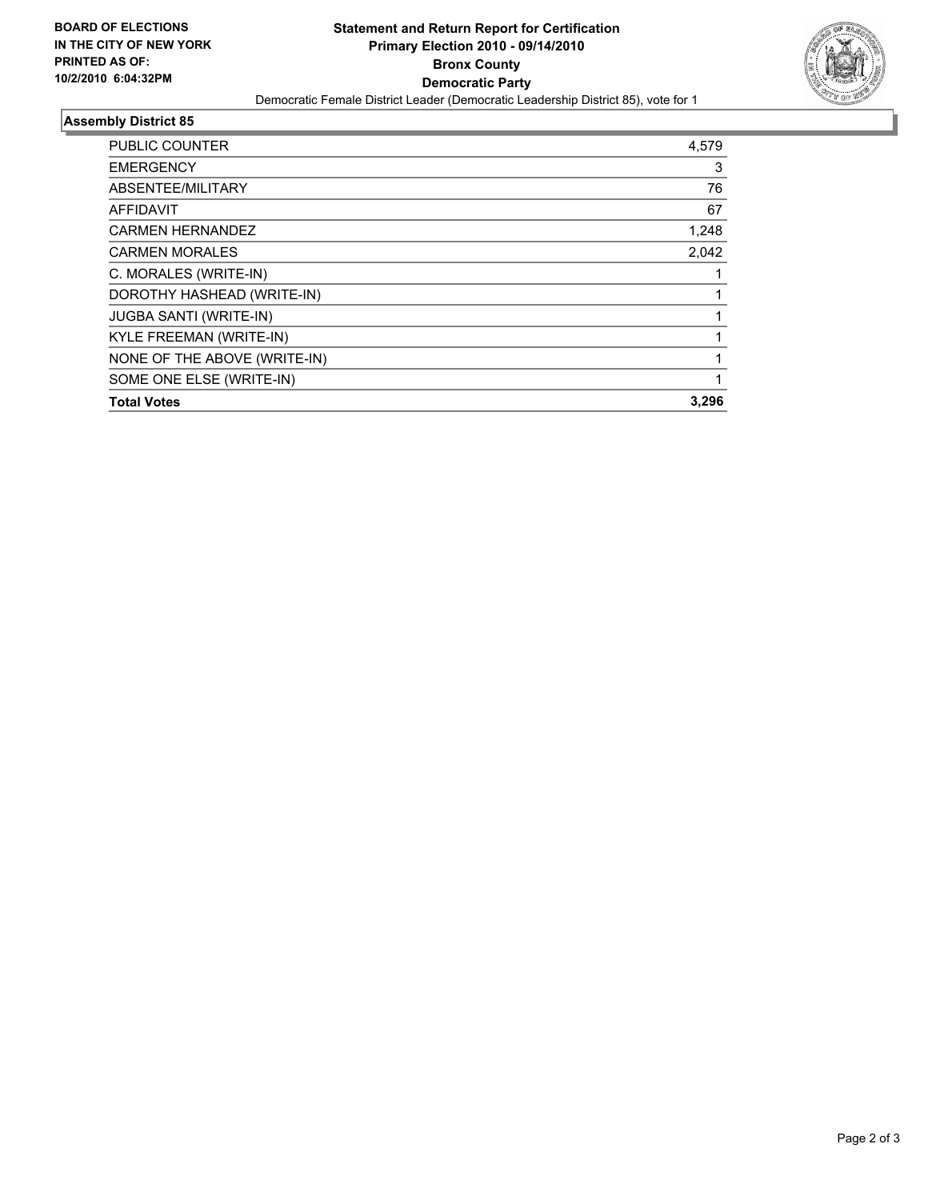**BOARD OF ELECTIONS IN THE CITY OF NEW YORK PRINTED AS OF: 10/2/2010 6:04:32PM**

# Statement and Return Report for Certification
## Primary Election 2010 - 09/14/2010
## Bronx County
## Democratic Party

Democratic Female District Leader (Democratic Leadership District 85), vote for 1

### Assembly District 85

| | |
|---|---|
| PUBLIC COUNTER | 4,579 |
| EMERGENCY | 3 |
| ABSENTEE/MILITARY | 76 |
| AFFIDAVIT | 67 |
| CARMEN HERNANDEZ | 1,248 |
| CARMEN MORALES | 2,042 |
| C. MORALES (WRITE-IN) | 1 |
| DOROTHY HASHEAD (WRITE-IN) | 1 |
| JUGBA SANTI (WRITE-IN) | 1 |
| KYLE FREEMAN (WRITE-IN) | 1 |
| NONE OF THE ABOVE (WRITE-IN) | 1 |
| SOME ONE ELSE (WRITE-IN) | 1 |
| **Total Votes** | **3,296** |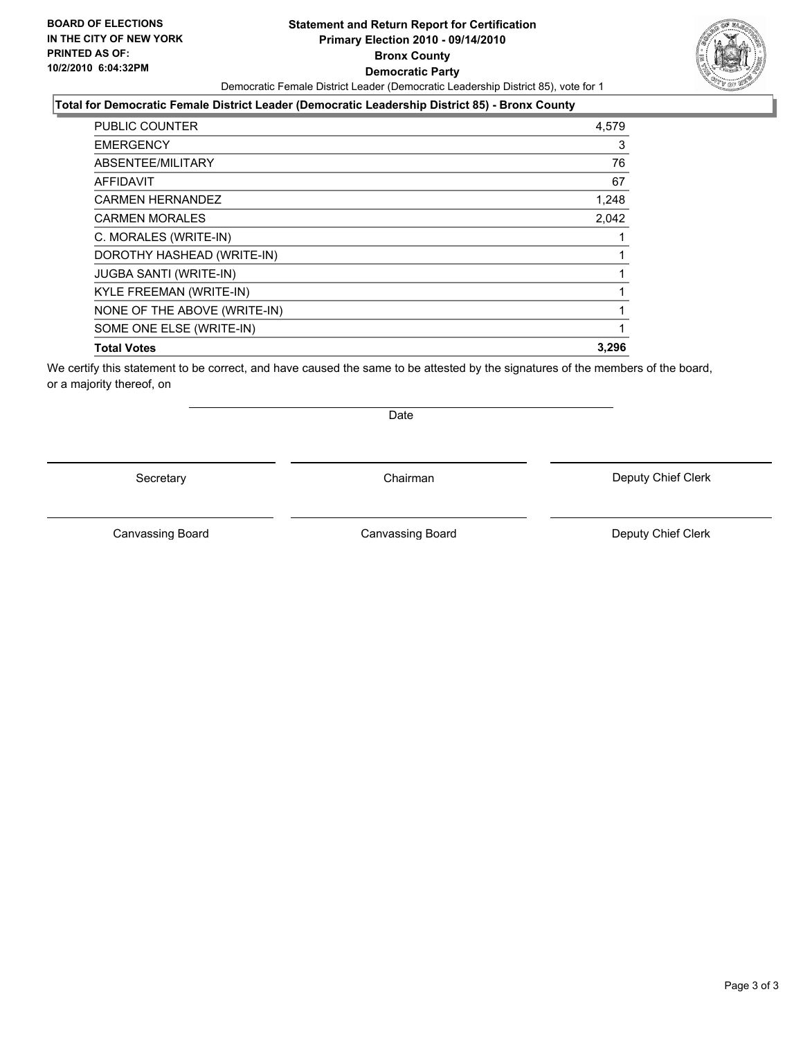**BOARD OF ELECTIONS IN THE CITY OF NEW YORK PRINTED AS OF: 10/2/2010 6:04:32PM**

**Statement and Return Report for Certification**
**Primary Election 2010 - 09/14/2010**
**Bronx County**
**Democratic Party**

Democratic Female District Leader (Democratic Leadership District 85), vote for 1

**Total for Democratic Female District Leader (Democratic Leadership District 85) - Bronx County**

| | |
|---|---|
| PUBLIC COUNTER | 4,579 |
| EMERGENCY | 3 |
| ABSENTEE/MILITARY | 76 |
| AFFIDAVIT | 67 |
| CARMEN HERNANDEZ | 1,248 |
| CARMEN MORALES | 2,042 |
| C. MORALES (WRITE-IN) | 1 |
| DOROTHY HASHEAD (WRITE-IN) | 1 |
| JUGBA SANTI (WRITE-IN) | 1 |
| KYLE FREEMAN (WRITE-IN) | 1 |
| NONE OF THE ABOVE (WRITE-IN) | 1 |
| SOME ONE ELSE (WRITE-IN) | 1 |
| **Total Votes** | **3,296** |

We certify this statement to be correct, and have caused the same to be attested by the signatures of the members of the board, or a majority thereof, on

Date

Secretary　　Chairman　　Deputy Chief Clerk

Canvassing Board　　Canvassing Board　　Deputy Chief Clerk